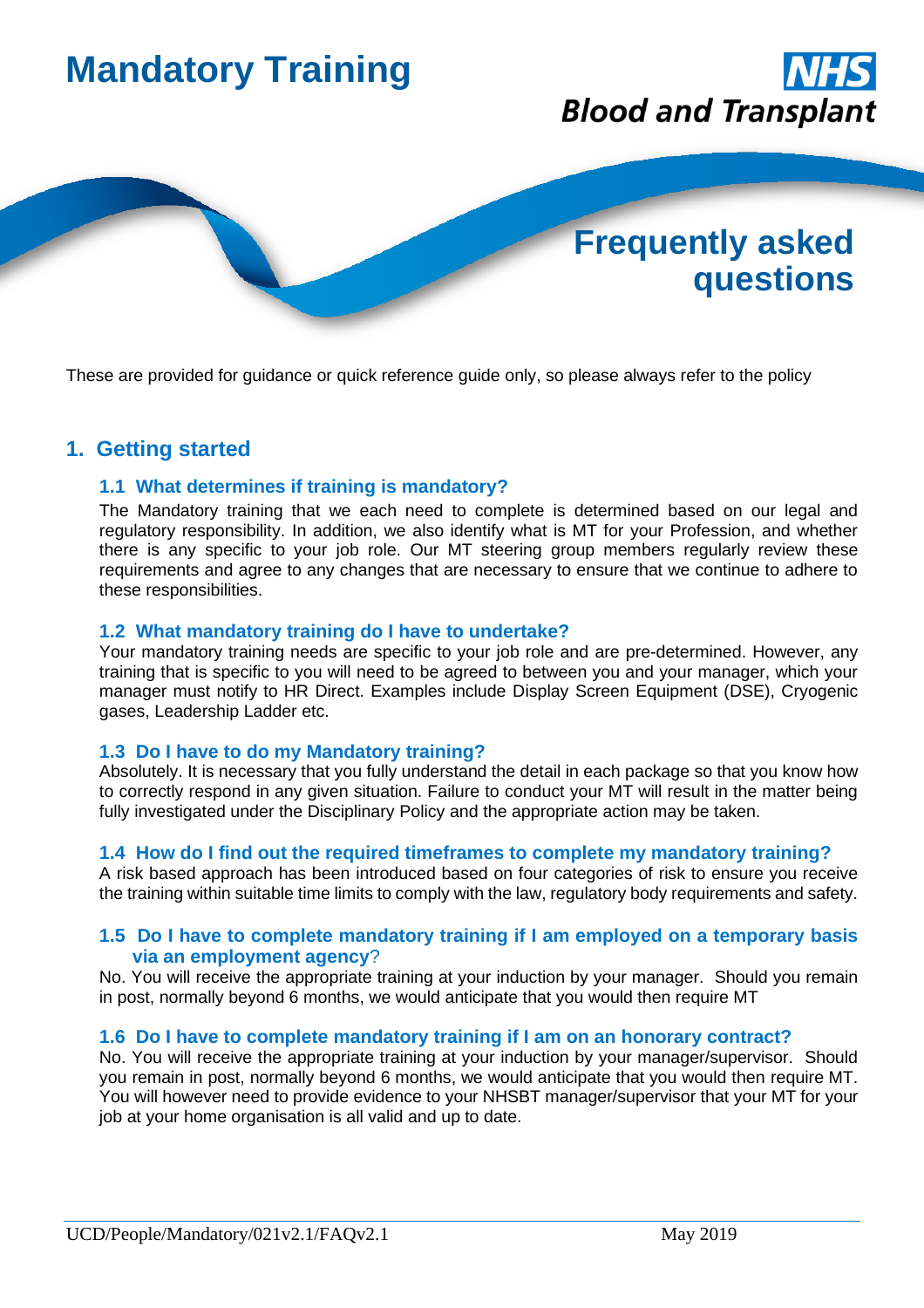# Mandatory Training

NHS Blood and Transplant

## Frequently asked questions

These are provided for guidance or quick reference guide only, so please always refer to the policy

## 1. Getting started

### 1.1 What determines if training is mandatory?

The Mandatory training that we each need to complete is determined based on our legal and regulatory responsibility. In addition, we also identify what is MT for your Profession, and whether there is any specific to your job role. Our MT steering group members regularly review these requirements and agree to any changes that are necessary to ensure that we continue to adhere to these responsibilities.

### 1.2 What mandatory training do I have to undertake?

Your mandatory training needs are specific to your job role and are pre-determined. However, any training that is specific to you will need to be agreed to between you and your manager, which your manager must notify to HR Direct. Examples include Display Screen Equipment (DSE), Cryogenic gases, Leadership Ladder etc.

### 1.3 Do I have to do my Mandatory training?

Absolutely. It is necessary that you fully understand the detail in each package so that you know how to correctly respond in any given situation. Failure to conduct your MT will result in the matter being fully investigated under the Disciplinary Policy and the appropriate action may be taken.

### 1.4 How do I find out the required timeframes to complete my mandatory training?

A risk based approach has been introduced based on four categories of risk to ensure you receive the training within suitable time limits to comply with the law, regulatory body requirements and safety.

### 1.5 Do I have to complete mandatory training if I am employed on a temporary basis via an employment agency?

No. You will receive the appropriate training at your induction by your manager. Should you remain in post, normally beyond 6 months, we would anticipate that you would then require MT

### 1.6 Do I have to complete mandatory training if I am on an honorary contract?

No. You will receive the appropriate training at your induction by your manager/supervisor. Should you remain in post, normally beyond 6 months, we would anticipate that you would then require MT. You will however need to provide evidence to your NHSBT manager/supervisor that your MT for your job at your home organisation is all valid and up to date.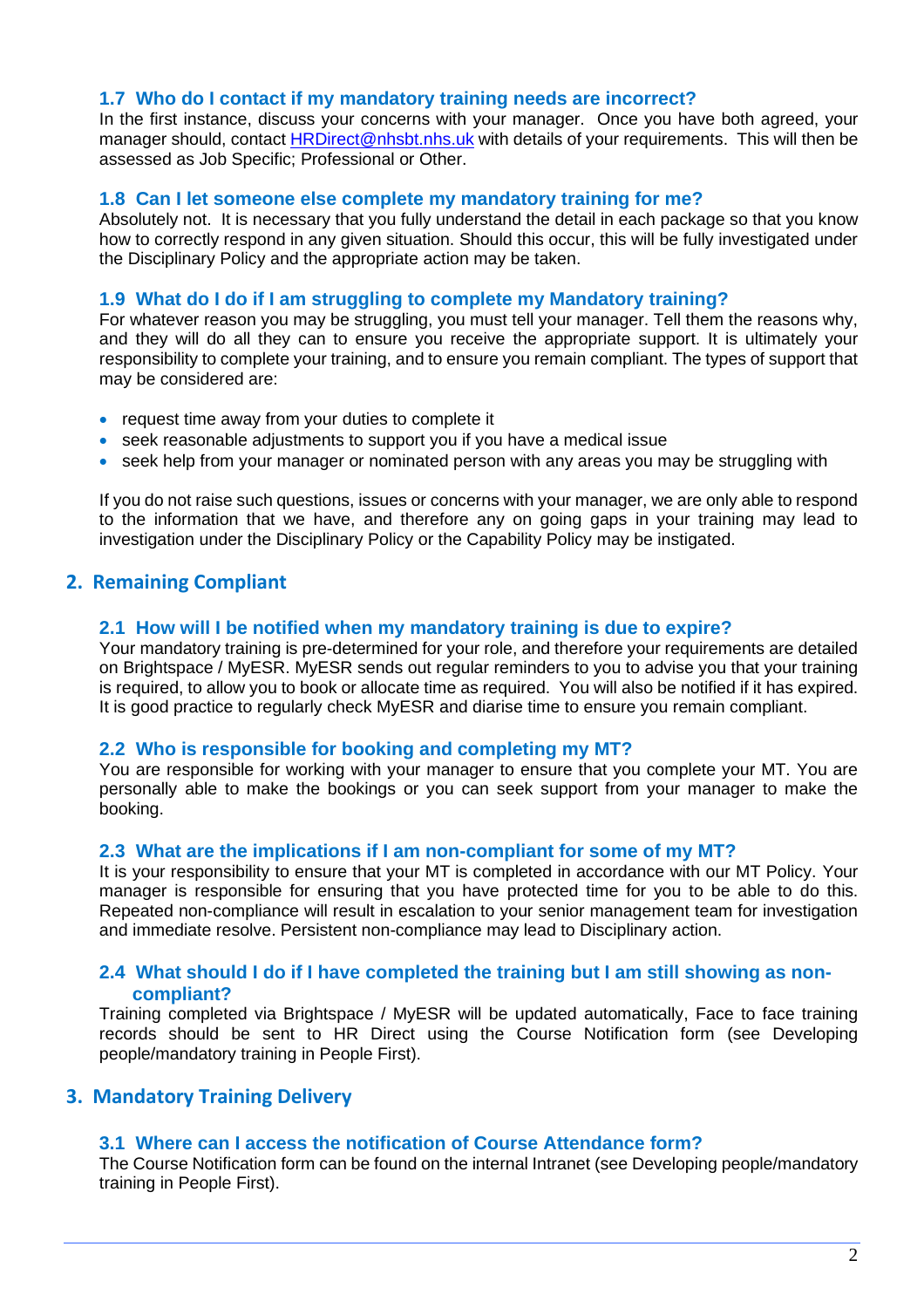### 1.7 Who do I contact if my mandatory training needs are incorrect?

In the first instance, discuss your concerns with your manager. Once you have both agreed, your manager should, contact HRDirect@nhsbt.nhs.uk with details of your requirements. This will then be assessed as Job Specific; Professional or Other.

### 1.8 Can I let someone else complete my mandatory training for me?

Absolutely not. It is necessary that you fully understand the detail in each package so that you know how to correctly respond in any given situation. Should this occur, this will be fully investigated under the Disciplinary Policy and the appropriate action may be taken.

### 1.9 What do I do if I am struggling to complete my Mandatory training?

For whatever reason you may be struggling, you must tell your manager. Tell them the reasons why, and they will do all they can to ensure you receive the appropriate support. It is ultimately your responsibility to complete your training, and to ensure you remain compliant. The types of support that may be considered are:

- request time away from your duties to complete it
- seek reasonable adjustments to support you if you have a medical issue
- seek help from your manager or nominated person with any areas you may be struggling with

If you do not raise such questions, issues or concerns with your manager, we are only able to respond to the information that we have, and therefore any on going gaps in your training may lead to investigation under the Disciplinary Policy or the Capability Policy may be instigated.

## 2. Remaining Compliant

### 2.1 How will I be notified when my mandatory training is due to expire?

Your mandatory training is pre-determined for your role, and therefore your requirements are detailed on Brightspace / MyESR. MyESR sends out regular reminders to you to advise you that your training is required, to allow you to book or allocate time as required. You will also be notified if it has expired. It is good practice to regularly check MyESR and diarise time to ensure you remain compliant.

### 2.2 Who is responsible for booking and completing my MT?

You are responsible for working with your manager to ensure that you complete your MT. You are personally able to make the bookings or you can seek support from your manager to make the booking.

### 2.3 What are the implications if I am non-compliant for some of my MT?

It is your responsibility to ensure that your MT is completed in accordance with our MT Policy. Your manager is responsible for ensuring that you have protected time for you to be able to do this. Repeated non-compliance will result in escalation to your senior management team for investigation and immediate resolve. Persistent non-compliance may lead to Disciplinary action.

### 2.4 What should I do if I have completed the training but I am still showing as non-compliant?

Training completed via Brightspace / MyESR will be updated automatically, Face to face training records should be sent to HR Direct using the Course Notification form (see Developing people/mandatory training in People First).

## 3. Mandatory Training Delivery

### 3.1 Where can I access the notification of Course Attendance form?

The Course Notification form can be found on the internal Intranet (see Developing people/mandatory training in People First).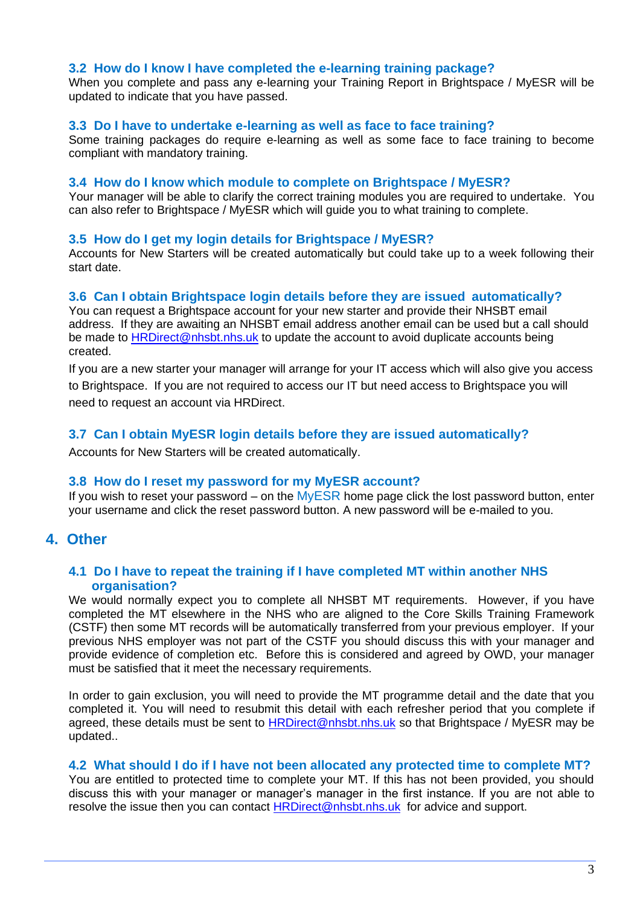### 3.2 How do I know I have completed the e-learning training package?

When you complete and pass any e-learning your Training Report in Brightspace / MyESR will be updated to indicate that you have passed.

### 3.3 Do I have to undertake e-learning as well as face to face training?

Some training packages do require e-learning as well as some face to face training to become compliant with mandatory training.

### 3.4 How do I know which module to complete on Brightspace / MyESR?

Your manager will be able to clarify the correct training modules you are required to undertake. You can also refer to Brightspace / MyESR which will guide you to what training to complete.

### 3.5 How do I get my login details for Brightspace / MyESR?

Accounts for New Starters will be created automatically but could take up to a week following their start date.

### 3.6 Can I obtain Brightspace login details before they are issued automatically?

You can request a Brightspace account for your new starter and provide their NHSBT email address. If they are awaiting an NHSBT email address another email can be used but a call should be made to HRDirect@nhsbt.nhs.uk to update the account to avoid duplicate accounts being created.

If you are a new starter your manager will arrange for your IT access which will also give you access to Brightspace. If you are not required to access our IT but need access to Brightspace you will need to request an account via HRDirect.

### 3.7 Can I obtain MyESR login details before they are issued automatically?

Accounts for New Starters will be created automatically.

### 3.8 How do I reset my password for my MyESR account?

If you wish to reset your password – on the MyESR home page click the lost password button, enter your username and click the reset password button. A new password will be e-mailed to you.

## 4. Other

### 4.1 Do I have to repeat the training if I have completed MT within another NHS organisation?

We would normally expect you to complete all NHSBT MT requirements. However, if you have completed the MT elsewhere in the NHS who are aligned to the Core Skills Training Framework (CSTF) then some MT records will be automatically transferred from your previous employer. If your previous NHS employer was not part of the CSTF you should discuss this with your manager and provide evidence of completion etc. Before this is considered and agreed by OWD, your manager must be satisfied that it meet the necessary requirements.

In order to gain exclusion, you will need to provide the MT programme detail and the date that you completed it. You will need to resubmit this detail with each refresher period that you complete if agreed, these details must be sent to HRDirect@nhsbt.nhs.uk so that Brightspace / MyESR may be updated..

### 4.2 What should I do if I have not been allocated any protected time to complete MT?

You are entitled to protected time to complete your MT. If this has not been provided, you should discuss this with your manager or manager's manager in the first instance. If you are not able to resolve the issue then you can contact HRDirect@nhsbt.nhs.uk for advice and support.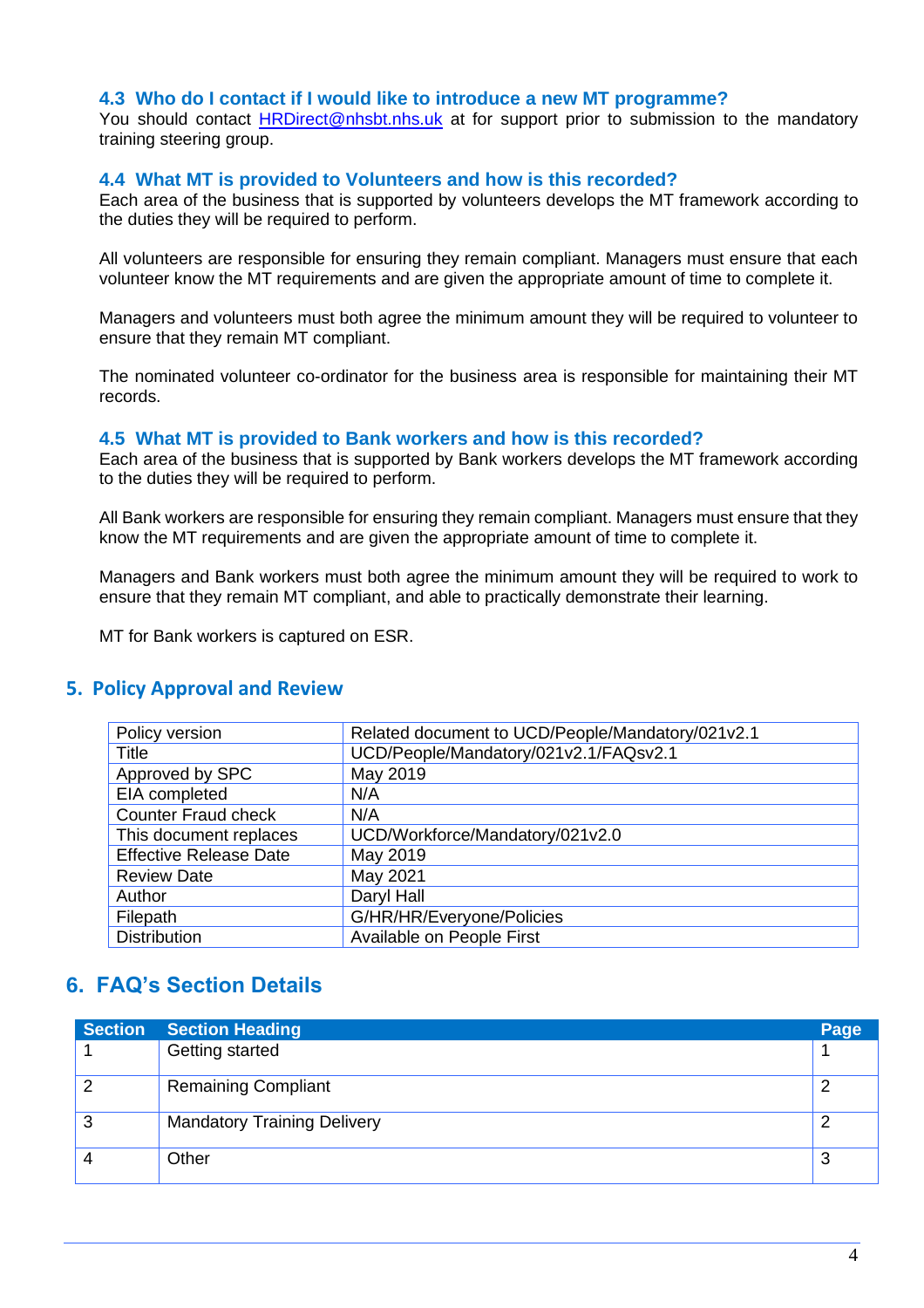### 4.3 Who do I contact if I would like to introduce a new MT programme?

You should contact [HRDirect@nhsbt.nhs.uk](mailto:HRDirect@nhsbt.nhs.uk) at for support prior to submission to the mandatory training steering group.

### 4.4 What MT is provided to Volunteers and how is this recorded?

Each area of the business that is supported by volunteers develops the MT framework according to the duties they will be required to perform.

All volunteers are responsible for ensuring they remain compliant. Managers must ensure that each volunteer know the MT requirements and are given the appropriate amount of time to complete it.

Managers and volunteers must both agree the minimum amount they will be required to volunteer to ensure that they remain MT compliant.

The nominated volunteer co-ordinator for the business area is responsible for maintaining their MT records.

### 4.5 What MT is provided to Bank workers and how is this recorded?

Each area of the business that is supported by Bank workers develops the MT framework according to the duties they will be required to perform.

All Bank workers are responsible for ensuring they remain compliant. Managers must ensure that they know the MT requirements and are given the appropriate amount of time to complete it.

Managers and Bank workers must both agree the minimum amount they will be required to work to ensure that they remain MT compliant, and able to practically demonstrate their learning.

MT for Bank workers is captured on ESR.

## 5. Policy Approval and Review

| | |
|---|---|
| Policy version | Related document to UCD/People/Mandatory/021v2.1 |
| Title | UCD/People/Mandatory/021v2.1/FAQsv2.1 |
| Approved by SPC | May 2019 |
| EIA completed | N/A |
| Counter Fraud check | N/A |
| This document replaces | UCD/Workforce/Mandatory/021v2.0 |
| Effective Release Date | May 2019 |
| Review Date | May 2021 |
| Author | Daryl Hall |
| Filepath | G/HR/HR/Everyone/Policies |
| Distribution | Available on People First |

## 6. FAQ's Section Details

| Section | Section Heading | Page |
|---|---|---|
| 1 | Getting started | 1 |
| 2 | Remaining Compliant | 2 |
| 3 | Mandatory Training Delivery | 2 |
| 4 | Other | 3 |